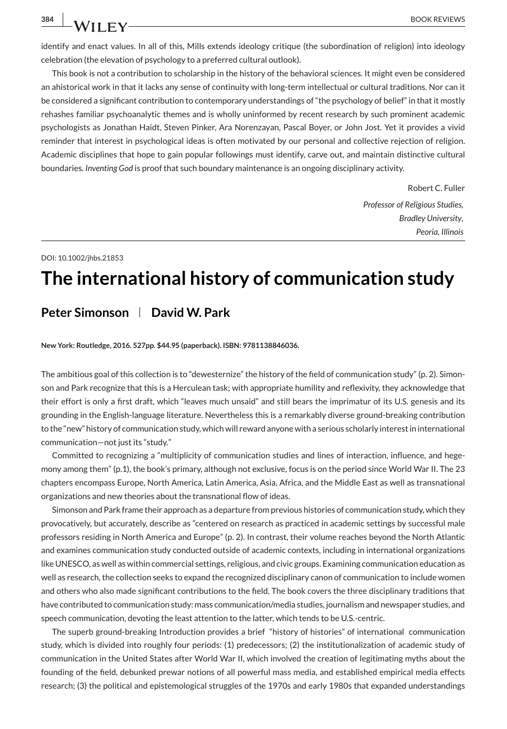identify and enact values. In all of this, Mills extends ideology critique (the subordination of religion) into ideology celebration (the elevation of psychology to a preferred cultural outlook).

This book is not a contribution to scholarship in the history of the behavioral sciences. It might even be considered an ahistorical work in that it lacks any sense of continuity with long-term intellectual or cultural traditions. Nor can it be considered a significant contribution to contemporary understandings of "the psychology of belief" in that it mostly rehashes familiar psychoanalytic themes and is wholly uninformed by recent research by such prominent academic psychologists as Jonathan Haidt, Steven Pinker, Ara Norenzayan, Pascal Boyer, or John Jost. Yet it provides a vivid reminder that interest in psychological ideas is often motivated by our personal and collective rejection of religion. Academic disciplines that hope to gain popular followings must identify, carve out, and maintain distinctive cultural boundaries. *Inventing God* is proof that such boundary maintenance is an ongoing disciplinary activity.

Robert C. Fuller

*Professor of Religious Studies,*
*Bradley University,*
*Peoria, Illinois*

---

DOI: 10.1002/jhbs.21853

# The international history of communication study

**Peter Simonson | David W. Park**

**New York: Routledge, 2016. 527pp. $44.95 (paperback). ISBN: 9781138846036.**

The ambitious goal of this collection is to "dewesternize" the history of the field of communication study" (p. 2). Simonson and Park recognize that this is a Herculean task; with appropriate humility and reflexivity, they acknowledge that their effort is only a first draft, which "leaves much unsaid" and still bears the imprimatur of its U.S. genesis and its grounding in the English-language literature. Nevertheless this is a remarkably diverse ground-breaking contribution to the "new" history of communication study, which will reward anyone with a serious scholarly interest in international communication—not just its "study."

Committed to recognizing a "multiplicity of communication studies and lines of interaction, influence, and hegemony among them" (p.1), the book's primary, although not exclusive, focus is on the period since World War II. The 23 chapters encompass Europe, North America, Latin America, Asia, Africa, and the Middle East as well as transnational organizations and new theories about the transnational flow of ideas.

Simonson and Park frame their approach as a departure from previous histories of communication study, which they provocatively, but accurately, describe as "centered on research as practiced in academic settings by successful male professors residing in North America and Europe" (p. 2). In contrast, their volume reaches beyond the North Atlantic and examines communication study conducted outside of academic contexts, including in international organizations like UNESCO, as well as within commercial settings, religious, and civic groups. Examining communication education as well as research, the collection seeks to expand the recognized disciplinary canon of communication to include women and others who also made significant contributions to the field. The book covers the three disciplinary traditions that have contributed to communication study: mass communication/media studies, journalism and newspaper studies, and speech communication, devoting the least attention to the latter, which tends to be U.S.-centric.

The superb ground-breaking Introduction provides a brief "history of histories" of international communication study, which is divided into roughly four periods: (1) predecessors; (2) the institutionalization of academic study of communication in the United States after World War II, which involved the creation of legitimating myths about the founding of the field, debunked prewar notions of all powerful mass media, and established empirical media effects research; (3) the political and epistemological struggles of the 1970s and early 1980s that expanded understandings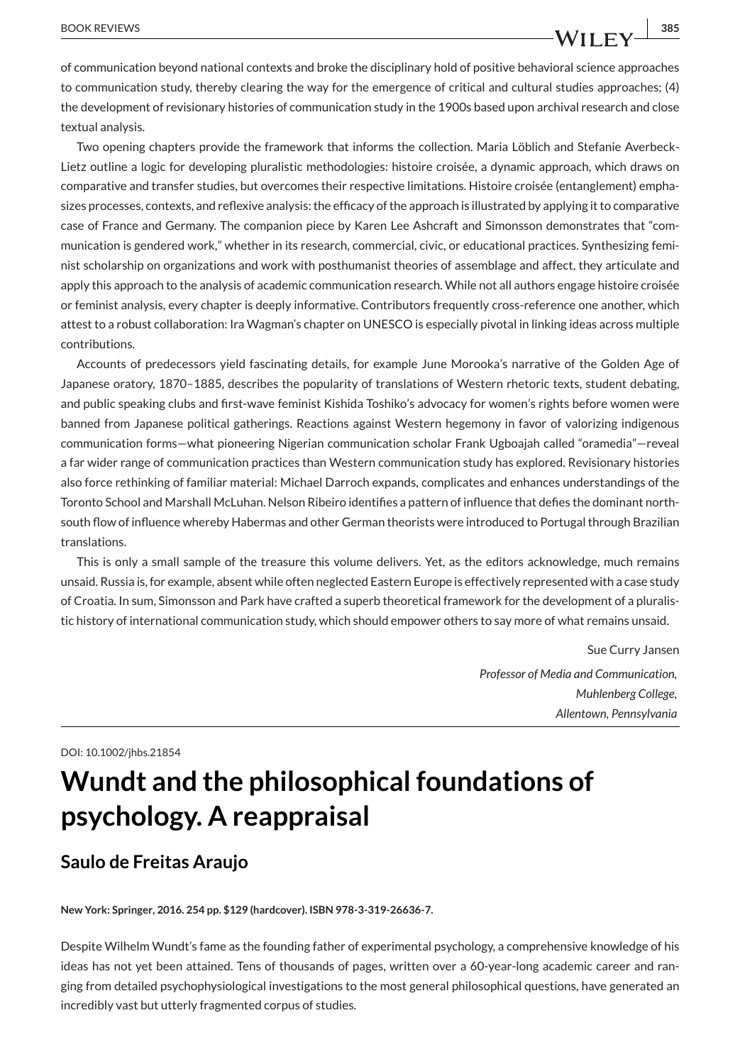of communication beyond national contexts and broke the disciplinary hold of positive behavioral science approaches to communication study, thereby clearing the way for the emergence of critical and cultural studies approaches; (4) the development of revisionary histories of communication study in the 1900s based upon archival research and close textual analysis.

Two opening chapters provide the framework that informs the collection. Maria Löblich and Stefanie Averbeck-Lietz outline a logic for developing pluralistic methodologies: histoire croisée, a dynamic approach, which draws on comparative and transfer studies, but overcomes their respective limitations. Histoire croisée (entanglement) emphasizes processes, contexts, and reflexive analysis: the efficacy of the approach is illustrated by applying it to comparative case of France and Germany. The companion piece by Karen Lee Ashcraft and Simonsson demonstrates that "communication is gendered work," whether in its research, commercial, civic, or educational practices. Synthesizing feminist scholarship on organizations and work with posthumanist theories of assemblage and affect, they articulate and apply this approach to the analysis of academic communication research. While not all authors engage histoire croisée or feminist analysis, every chapter is deeply informative. Contributors frequently cross-reference one another, which attest to a robust collaboration: Ira Wagman's chapter on UNESCO is especially pivotal in linking ideas across multiple contributions.

Accounts of predecessors yield fascinating details, for example June Morooka's narrative of the Golden Age of Japanese oratory, 1870–1885, describes the popularity of translations of Western rhetoric texts, student debating, and public speaking clubs and first-wave feminist Kishida Toshiko's advocacy for women's rights before women were banned from Japanese political gatherings. Reactions against Western hegemony in favor of valorizing indigenous communication forms—what pioneering Nigerian communication scholar Frank Ugboajah called "oramedia"—reveal a far wider range of communication practices than Western communication study has explored. Revisionary histories also force rethinking of familiar material: Michael Darroch expands, complicates and enhances understandings of the Toronto School and Marshall McLuhan. Nelson Ribeiro identifies a pattern of influence that defies the dominant north-south flow of influence whereby Habermas and other German theorists were introduced to Portugal through Brazilian translations.

This is only a small sample of the treasure this volume delivers. Yet, as the editors acknowledge, much remains unsaid. Russia is, for example, absent while often neglected Eastern Europe is effectively represented with a case study of Croatia. In sum, Simonsson and Park have crafted a superb theoretical framework for the development of a pluralistic history of international communication study, which should empower others to say more of what remains unsaid.

Sue Curry Jansen

*Professor of Media and Communication,*
*Muhlenberg College,*
*Allentown, Pennsylvania*

---

DOI: 10.1002/jhbs.21854

# Wundt and the philosophical foundations of psychology. A reappraisal

## Saulo de Freitas Araujo

**New York: Springer, 2016. 254 pp. $129 (hardcover). ISBN 978-3-319-26636-7.**

Despite Wilhelm Wundt's fame as the founding father of experimental psychology, a comprehensive knowledge of his ideas has not yet been attained. Tens of thousands of pages, written over a 60-year-long academic career and ranging from detailed psychophysiological investigations to the most general philosophical questions, have generated an incredibly vast but utterly fragmented corpus of studies.